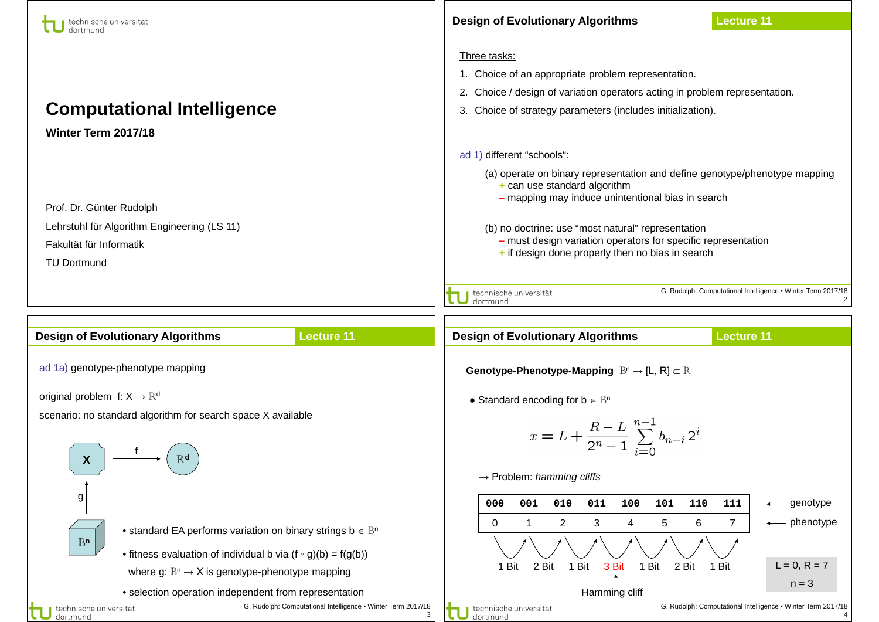# Computational Intelligence

**Winter Term 2017/18**

Prof. Dr. Günter Rudolph

Lehrstuhl für Algorithm Engineering (LS 11)

Fakultät für Informatik

TU Dortmund

## Design of Evolutionary Algorithms — Lecture 11

Three tasks:

1. Choice of an appropriate problem representation.
2. Choice / design of variation operators acting in problem representation.
3. Choice of strategy parameters (includes initialization).

ad 1) different "schools":

(a) operate on binary representation and define genotype/phenotype mapping
- \+ can use standard algorithm
- – mapping may induce unintentional bias in search

(b) no doctrine: use "most natural" representation
- – must design variation operators for specific representation
- \+ if design done properly then no bias in search

## Design of Evolutionary Algorithms — Lecture 11

ad 1a) genotype-phenotype mapping

original problem $f: X \to \mathbb{R}^d$

scenario: no standard algorithm for search space X available

$X \xrightarrow{f} \mathbb{R}^d$, $\mathbb{B}^n \xrightarrow{g} X$

- standard EA performs variation on binary strings $b \in \mathbb{B}^n$
- fitness evaluation of individual b via $(f \circ g)(b) = f(g(b))$ where $g: \mathbb{B}^n \to X$ is genotype-phenotype mapping
- selection operation independent from representation

## Design of Evolutionary Algorithms — Lecture 11

**Genotype-Phenotype-Mapping** $\mathbb{B}^n \to [L, R] \subset \mathbb{R}$

- Standard encoding for $b \in \mathbb{B}^n$

$$x = L + \frac{R-L}{2^n - 1} \sum_{i=0}^{n-1} b_{n-i} \, 2^i$$

→ Problem: *hamming cliffs*

| 000 | 001 | 010 | 011 | 100 | 101 | 110 | 111 | ← genotype |
|---|---|---|---|---|---|---|---|---|
| 0 | 1 | 2 | 3 | 4 | 5 | 6 | 7 | ← phenotype |

Hamming distances between neighbors: 1 Bit, 2 Bit, 1 Bit, 3 Bit, 1 Bit, 2 Bit, 1 Bit

↑ Hamming cliff (3 Bit)

L = 0, R = 7

n = 3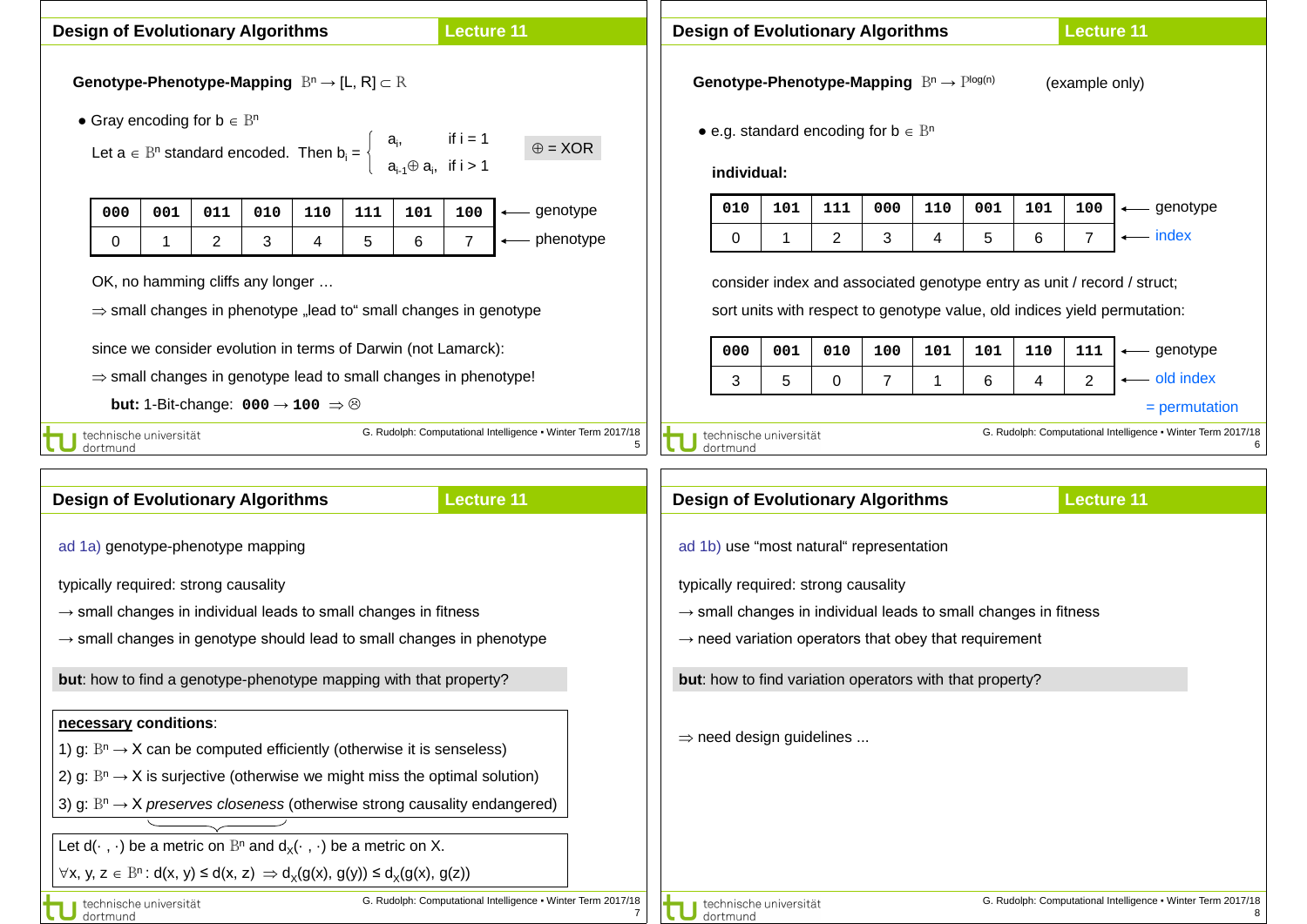## Design of Evolutionary Algorithms — Lecture 11

**Genotype-Phenotype-Mapping** $\mathbb{B}^n \to [L, R] \subset \mathbb{R}$

- Gray encoding for $b \in \mathbb{B}^n$

Let $a \in \mathbb{B}^n$ standard encoded. Then $b_i = \begin{cases} a_i, & \text{if } i = 1 \\ a_{i-1} \oplus a_i, & \text{if } i > 1 \end{cases}$   $\oplus$ = XOR

| 000 | 001 | 011 | 010 | 110 | 111 | 101 | 100 | ← genotype |
|---|---|---|---|---|---|---|---|---|
| 0 | 1 | 2 | 3 | 4 | 5 | 6 | 7 | ← phenotype |

OK, no hamming cliffs any longer …

⇒ small changes in phenotype „lead to" small changes in genotype

since we consider evolution in terms of Darwin (not Lamarck):

⇒ small changes in genotype lead to small changes in phenotype!

**but:** 1-Bit-change: **000** → **100** ⇒ ☹

## Design of Evolutionary Algorithms — Lecture 11

**Genotype-Phenotype-Mapping** $\mathbb{B}^n \to \mathbb{P}^{\log(n)}$   (example only)

- e.g. standard encoding for $b \in \mathbb{B}^n$

**individual:**

| 010 | 101 | 111 | 000 | 110 | 001 | 101 | 100 | ← genotype |
|---|---|---|---|---|---|---|---|---|
| 0 | 1 | 2 | 3 | 4 | 5 | 6 | 7 | ← index |

consider index and associated genotype entry as unit / record / struct;

sort units with respect to genotype value, old indices yield permutation:

| 000 | 001 | 010 | 100 | 101 | 101 | 110 | 111 | ← genotype |
|---|---|---|---|---|---|---|---|---|
| 3 | 5 | 0 | 7 | 1 | 6 | 4 | 2 | ← old index |

= permutation

## Design of Evolutionary Algorithms — Lecture 11

ad 1a) genotype-phenotype mapping

typically required: strong causality

→ small changes in individual leads to small changes in fitness

→ small changes in genotype should lead to small changes in phenotype

**but**: how to find a genotype-phenotype mapping with that property?

**necessary conditions**:

1) g: $\mathbb{B}^n \to X$ can be computed efficiently (otherwise it is senseless)

2) g: $\mathbb{B}^n \to X$ is surjective (otherwise we might miss the optimal solution)

3) g: $\mathbb{B}^n \to X$ *preserves closeness* (otherwise strong causality endangered)

Let $d(\cdot, \cdot)$ be a metric on $\mathbb{B}^n$ and $d_X(\cdot, \cdot)$ be a metric on X.

$\forall x, y, z \in \mathbb{B}^n : d(x, y) \le d(x, z) \Rightarrow d_X(g(x), g(y)) \le d_X(g(x), g(z))$

## Design of Evolutionary Algorithms — Lecture 11

ad 1b) use "most natural" representation

typically required: strong causality

→ small changes in individual leads to small changes in fitness

→ need variation operators that obey that requirement

**but**: how to find variation operators with that property?

⇒ need design guidelines ...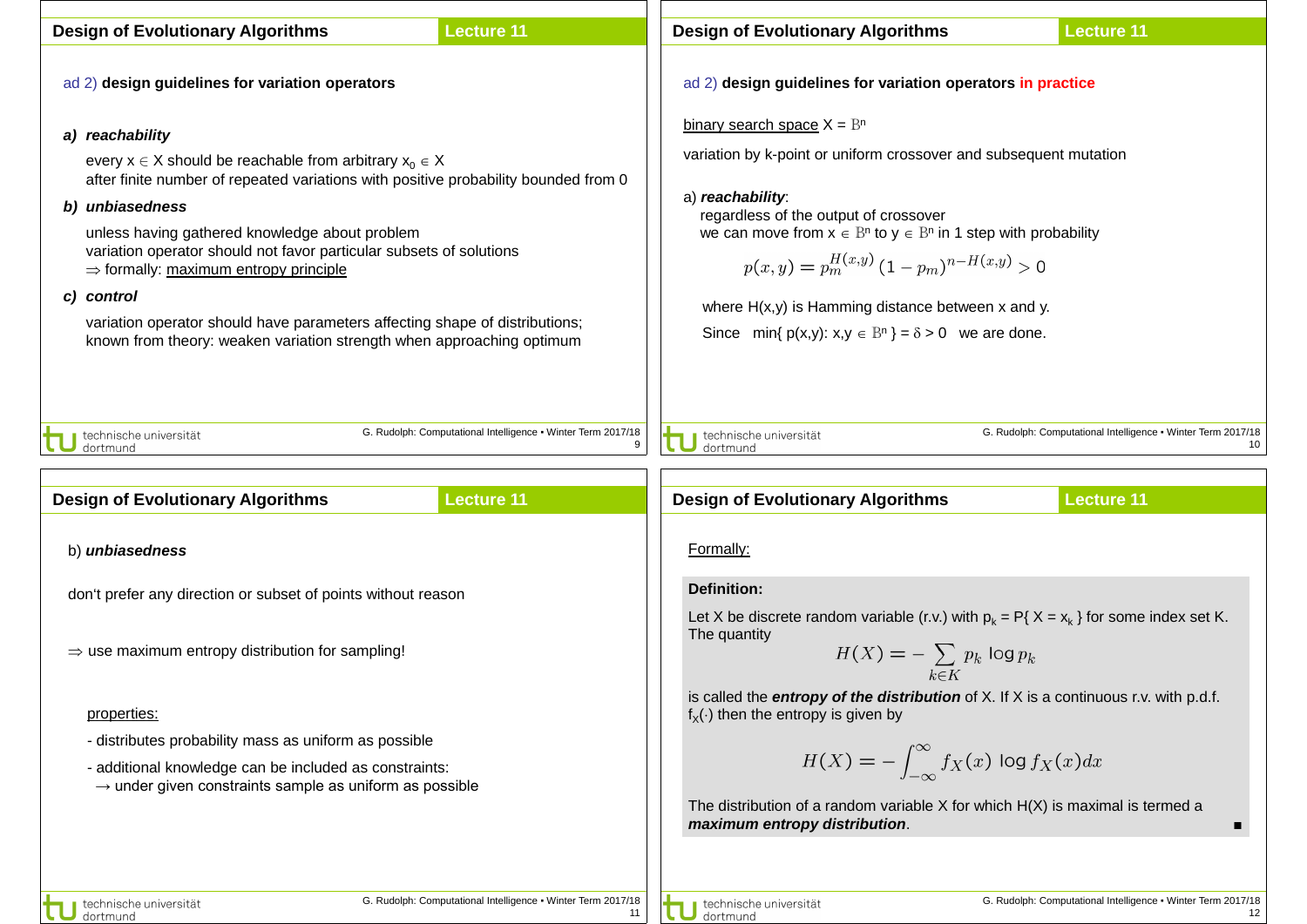## Design of Evolutionary Algorithms — Lecture 11

ad 2) **design guidelines for variation operators**

***a) reachability***

every $x \in X$ should be reachable from arbitrary $x_0 \in X$
after finite number of repeated variations with positive probability bounded from 0

***b) unbiasedness***

unless having gathered knowledge about problem
variation operator should not favor particular subsets of solutions
⇒ formally: maximum entropy principle

***c) control***

variation operator should have parameters affecting shape of distributions;
known from theory: weaken variation strength when approaching optimum

## Design of Evolutionary Algorithms — Lecture 11

ad 2) **design guidelines for variation operators in practice**

binary search space $X = \mathbb{B}^n$

variation by k-point or uniform crossover and subsequent mutation

a) ***reachability***:
regardless of the output of crossover
we can move from $x \in \mathbb{B}^n$ to $y \in \mathbb{B}^n$ in 1 step with probability

$$p(x,y) = p_m^{H(x,y)} \, (1 - p_m)^{n - H(x,y)} > 0$$

where H(x,y) is Hamming distance between x and y.

Since $\min\{ p(x,y) : x,y \in \mathbb{B}^n \} = \delta > 0$ we are done.

## Design of Evolutionary Algorithms — Lecture 11

b) ***unbiasedness***

don't prefer any direction or subset of points without reason

⇒ use maximum entropy distribution for sampling!

properties:

- distributes probability mass as uniform as possible
- additional knowledge can be included as constraints:
  → under given constraints sample as uniform as possible

## Design of Evolutionary Algorithms — Lecture 11

Formally:

**Definition:**

Let X be discrete random variable (r.v.) with $p_k = P\{ X = x_k \}$ for some index set K.
The quantity

$$H(X) = - \sum_{k \in K} p_k \log p_k$$

is called the ***entropy of the distribution*** of X. If X is a continuous r.v. with p.d.f. $f_X(\cdot)$ then the entropy is given by

$$H(X) = - \int_{-\infty}^{\infty} f_X(x) \log f_X(x) dx$$

The distribution of a random variable X for which H(X) is maximal is termed a ***maximum entropy distribution***. ■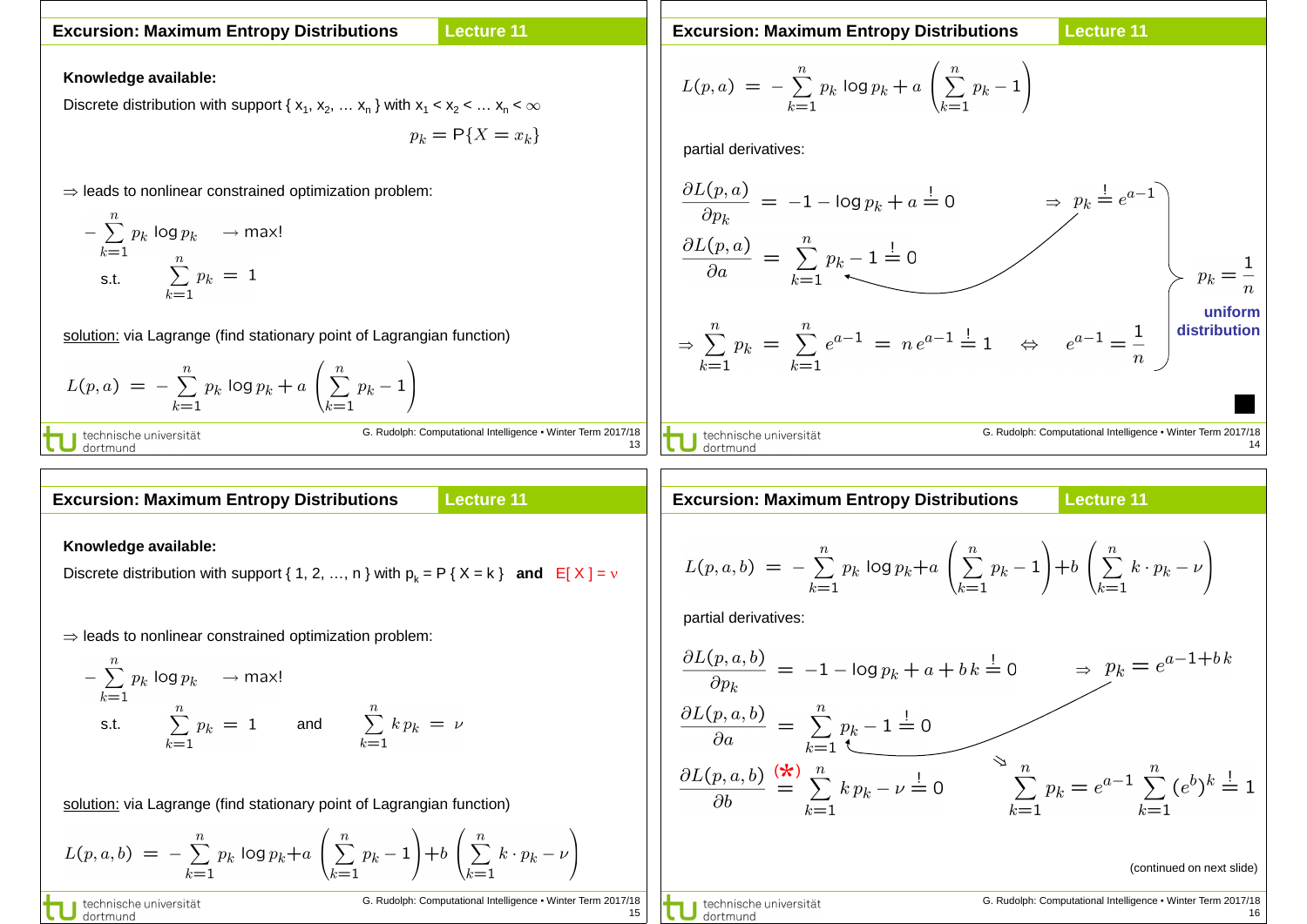## Excursion: Maximum Entropy Distributions

**Knowledge available:**

Discrete distribution with support $\{ x_1, x_2, \ldots x_n \}$ with $x_1 < x_2 < \ldots x_n < \infty$

$$p_k = \mathsf{P}\{X = x_k\}$$

$\Rightarrow$ leads to nonlinear constrained optimization problem:

$$-\sum_{k=1}^{n} p_k \log p_k \quad \to \max!$$

$$\text{s.t.} \quad \sum_{k=1}^{n} p_k = 1$$

<u>solution:</u> via Lagrange (find stationary point of Lagrangian function)

$$L(p, a) = -\sum_{k=1}^{n} p_k \log p_k + a \left( \sum_{k=1}^{n} p_k - 1 \right)$$

## Excursion: Maximum Entropy Distributions

$$L(p, a) = -\sum_{k=1}^{n} p_k \log p_k + a \left( \sum_{k=1}^{n} p_k - 1 \right)$$

partial derivatives:

$$\frac{\partial L(p,a)}{\partial p_k} = -1 - \log p_k + a \stackrel{!}{=} 0 \quad \Rightarrow \quad p_k \stackrel{!}{=} e^{a-1}$$

$$\frac{\partial L(p,a)}{\partial a} = \sum_{k=1}^{n} p_k - 1 \stackrel{!}{=} 0$$

$$\Rightarrow \sum_{k=1}^{n} p_k = \sum_{k=1}^{n} e^{a-1} = n\, e^{a-1} \stackrel{!}{=} 1 \quad \Leftrightarrow \quad e^{a-1} = \frac{1}{n}$$

$$p_k = \frac{1}{n}$$

**uniform distribution**

■

## Excursion: Maximum Entropy Distributions

**Knowledge available:**

Discrete distribution with support $\{ 1, 2, \ldots, n \}$ with $p_k = \mathsf{P}\{ X = k \}$ **and** $\mathsf{E}[ X ] = \nu$

$\Rightarrow$ leads to nonlinear constrained optimization problem:

$$-\sum_{k=1}^{n} p_k \log p_k \quad \to \max!$$

$$\text{s.t.} \quad \sum_{k=1}^{n} p_k = 1 \quad \text{and} \quad \sum_{k=1}^{n} k\, p_k = \nu$$

<u>solution:</u> via Lagrange (find stationary point of Lagrangian function)

$$L(p, a, b) = -\sum_{k=1}^{n} p_k \log p_k + a \left( \sum_{k=1}^{n} p_k - 1 \right) + b \left( \sum_{k=1}^{n} k \cdot p_k - \nu \right)$$

## Excursion: Maximum Entropy Distributions

$$L(p, a, b) = -\sum_{k=1}^{n} p_k \log p_k + a \left( \sum_{k=1}^{n} p_k - 1 \right) + b \left( \sum_{k=1}^{n} k \cdot p_k - \nu \right)$$

partial derivatives:

$$\frac{\partial L(p,a,b)}{\partial p_k} = -1 - \log p_k + a + b\,k \stackrel{!}{=} 0 \quad \Rightarrow \quad p_k = e^{a-1+b\,k}$$

$$\frac{\partial L(p,a,b)}{\partial a} = \sum_{k=1}^{n} p_k - 1 \stackrel{!}{=} 0$$

$$\frac{\partial L(p,a,b)}{\partial b} \stackrel{(*)}{=} \sum_{k=1}^{n} k\, p_k - \nu \stackrel{!}{=} 0$$

$$\Rightarrow \sum_{k=1}^{n} p_k = e^{a-1} \sum_{k=1}^{n} (e^b)^k \stackrel{!}{=} 1$$

(continued on next slide)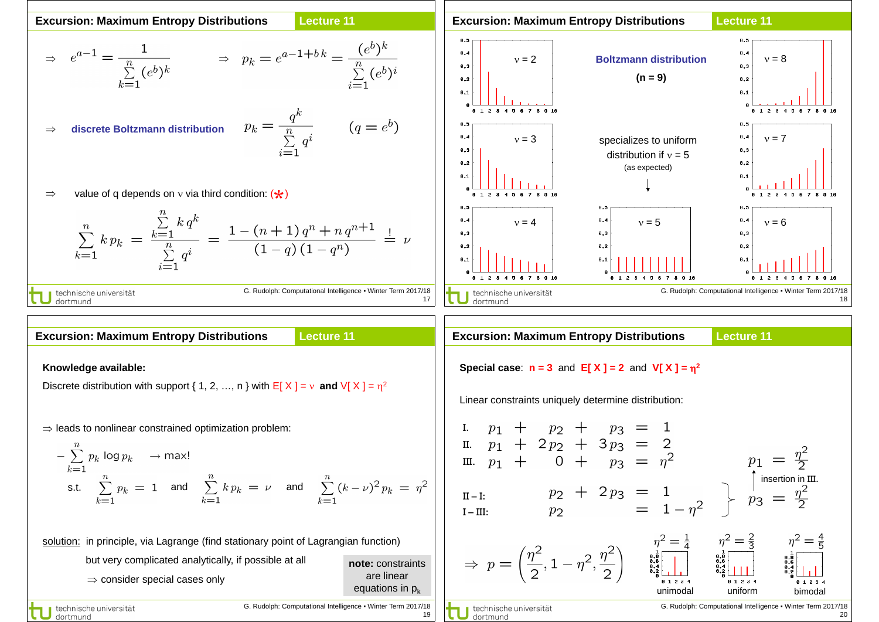## Excursion: Maximum Entropy Distributions — Lecture 11

$$\Rightarrow \quad e^{a-1} = \frac{1}{\sum\limits_{k=1}^{n} (e^b)^k} \qquad \Rightarrow \quad p_k = e^{a-1+b\,k} = \frac{(e^b)^k}{\sum\limits_{i=1}^{n} (e^b)^i}$$

$\Rightarrow$ **discrete Boltzmann distribution**

$$p_k = \frac{q^k}{\sum\limits_{i=1}^{n} q^i} \qquad (q = e^b)$$

$\Rightarrow$ value of q depends on ν via third condition: (*)

$$\sum_{k=1}^{n} k\, p_k = \frac{\sum\limits_{k=1}^{n} k\, q^k}{\sum\limits_{i=1}^{n} q^i} = \frac{1 - (n+1)\, q^n + n\, q^{n+1}}{(1-q)\,(1-q^n)} \stackrel{!}{=} \nu$$

## Excursion: Maximum Entropy Distributions — Lecture 11

**Boltzmann distribution**

**(n = 9)**

ν = 2, ν = 3, ν = 4, ν = 5, ν = 6, ν = 7, ν = 8

specializes to uniform distribution if ν = 5

(as expected)

## Excursion: Maximum Entropy Distributions — Lecture 11

**Knowledge available:**

Discrete distribution with support { 1, 2, …, n } with E[ X ] = ν **and** V[ X ] = $\eta^2$

$\Rightarrow$ leads to nonlinear constrained optimization problem:

$$-\sum_{k=1}^{n} p_k \log p_k \rightarrow \max!$$

$$\text{s.t.} \quad \sum_{k=1}^{n} p_k = 1 \quad \text{and} \quad \sum_{k=1}^{n} k\, p_k = \nu \quad \text{and} \quad \sum_{k=1}^{n} (k-\nu)^2 p_k = \eta^2$$

solution: in principle, via Lagrange (find stationary point of Lagrangian function)

but very complicated analytically, if possible at all

$\Rightarrow$ consider special cases only

**note:** constraints are linear equations in $p_k$

## Excursion: Maximum Entropy Distributions — Lecture 11

**Special case**: **n = 3** and **E[ X ] = 2** and **V[ X ] = $\eta^2$**

Linear constraints uniquely determine distribution:

$$\begin{array}{llcl}
\text{I.} & p_1 + p_2 + p_3 & = & 1 \\
\text{II.} & p_1 + 2p_2 + 3p_3 & = & 2 \\
\text{III.} & p_1 + 0 + p_3 & = & \eta^2 \\
\text{II – I:} & p_2 + 2p_3 & = & 1 \\
\text{I – III:} & p_2 & = & 1 - \eta^2
\end{array}$$

$$p_3 = \frac{\eta^2}{2} \quad \xrightarrow{\text{insertion in III.}} \quad p_1 = \frac{\eta^2}{2}$$

$$\Rightarrow \quad p = \left(\frac{\eta^2}{2},\, 1-\eta^2,\, \frac{\eta^2}{2}\right)$$

$\eta^2 = \frac{1}{4}$: unimodal; $\eta^2 = \frac{2}{3}$: uniform; $\eta^2 = \frac{4}{5}$: bimodal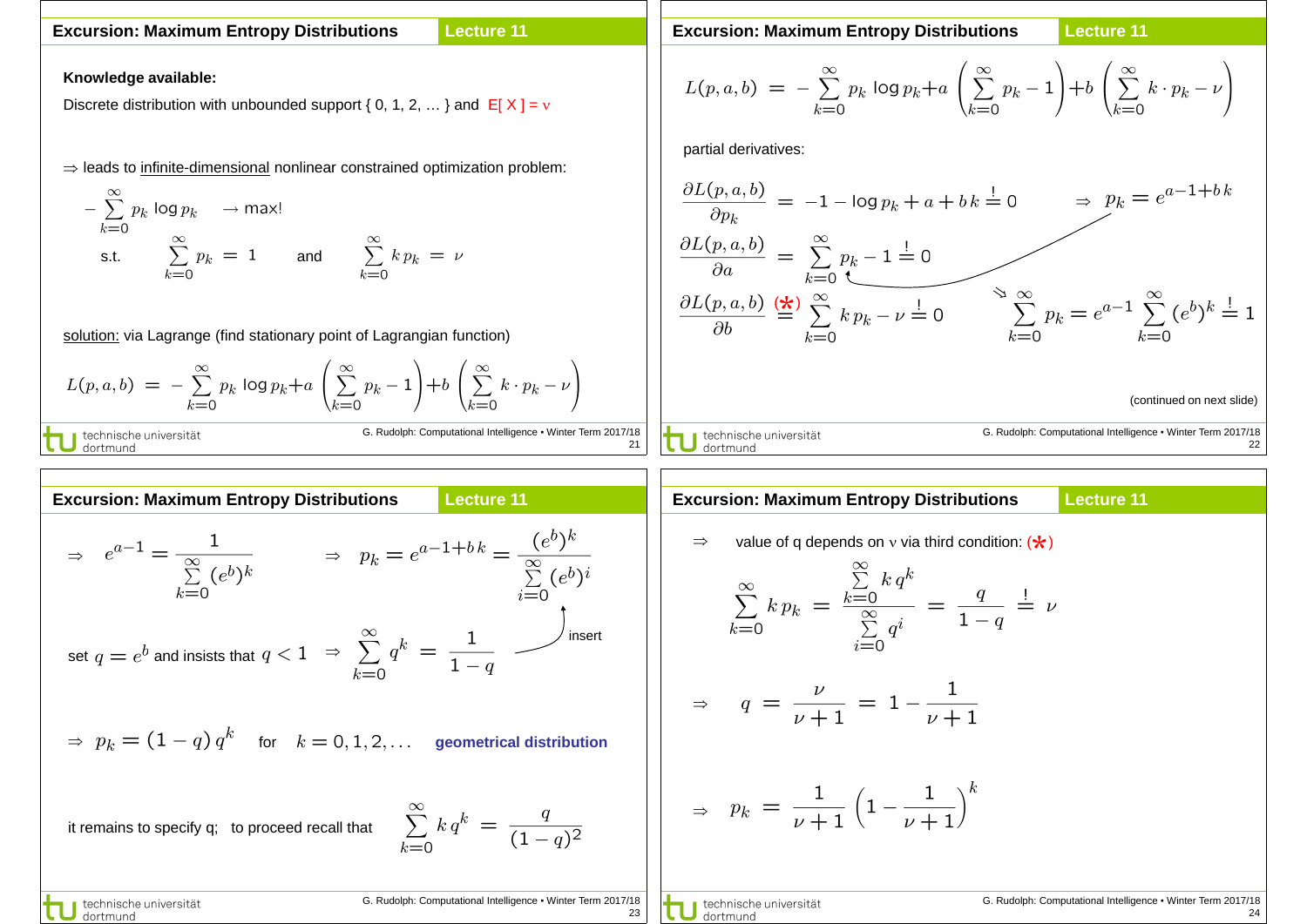## Excursion: Maximum Entropy Distributions — Lecture 11

**Knowledge available:**

Discrete distribution with unbounded support { 0, 1, 2, … } and E[ X ] = $\nu$

⇒ leads to infinite-dimensional nonlinear constrained optimization problem:

$$-\sum_{k=0}^{\infty} p_k \log p_k \quad \to \max!$$

$$\text{s.t.} \quad \sum_{k=0}^{\infty} p_k = 1 \quad \text{and} \quad \sum_{k=0}^{\infty} k\, p_k = \nu$$

solution: via Lagrange (find stationary point of Lagrangian function)

$$L(p,a,b) = -\sum_{k=0}^{\infty} p_k \log p_k + a\left(\sum_{k=0}^{\infty} p_k - 1\right) + b\left(\sum_{k=0}^{\infty} k \cdot p_k - \nu\right)$$

## Excursion: Maximum Entropy Distributions — Lecture 11

$$L(p,a,b) = -\sum_{k=0}^{\infty} p_k \log p_k + a\left(\sum_{k=0}^{\infty} p_k - 1\right) + b\left(\sum_{k=0}^{\infty} k \cdot p_k - \nu\right)$$

partial derivatives:

$$\frac{\partial L(p,a,b)}{\partial p_k} = -1 - \log p_k + a + b\,k \overset{!}{=} 0 \quad \Rightarrow \quad p_k = e^{a-1+b\,k}$$

$$\frac{\partial L(p,a,b)}{\partial a} = \sum_{k=0}^{\infty} p_k - 1 \overset{!}{=} 0$$

$$\frac{\partial L(p,a,b)}{\partial b} \overset{(*)}{=} \sum_{k=0}^{\infty} k\, p_k - \nu \overset{!}{=} 0$$

$$\Rightarrow \quad \sum_{k=0}^{\infty} p_k = e^{a-1} \sum_{k=0}^{\infty} (e^b)^k \overset{!}{=} 1$$

(continued on next slide)

## Excursion: Maximum Entropy Distributions — Lecture 11

$$\Rightarrow \quad e^{a-1} = \frac{1}{\sum\limits_{k=0}^{\infty} (e^b)^k} \qquad \Rightarrow \quad p_k = e^{a-1+b\,k} = \frac{(e^b)^k}{\sum\limits_{i=0}^{\infty} (e^b)^i}$$

set $q = e^b$ and insists that $q < 1$ $\Rightarrow \sum\limits_{k=0}^{\infty} q^k = \dfrac{1}{1-q}$ (insert)

$$\Rightarrow \quad p_k = (1-q)\,q^k \quad \text{for} \quad k = 0,1,2,\ldots$$

**geometrical distribution**

it remains to specify q; to proceed recall that $\sum\limits_{k=0}^{\infty} k\,q^k = \dfrac{q}{(1-q)^2}$

## Excursion: Maximum Entropy Distributions — Lecture 11

⇒ value of q depends on $\nu$ via third condition: (*)

$$\sum_{k=0}^{\infty} k\, p_k = \frac{\sum\limits_{k=0}^{\infty} k\,q^k}{\sum\limits_{i=0}^{\infty} q^i} = \frac{q}{1-q} \overset{!}{=} \nu$$

$$\Rightarrow \quad q = \frac{\nu}{\nu+1} = 1 - \frac{1}{\nu+1}$$

$$\Rightarrow \quad p_k = \frac{1}{\nu+1}\left(1 - \frac{1}{\nu+1}\right)^k$$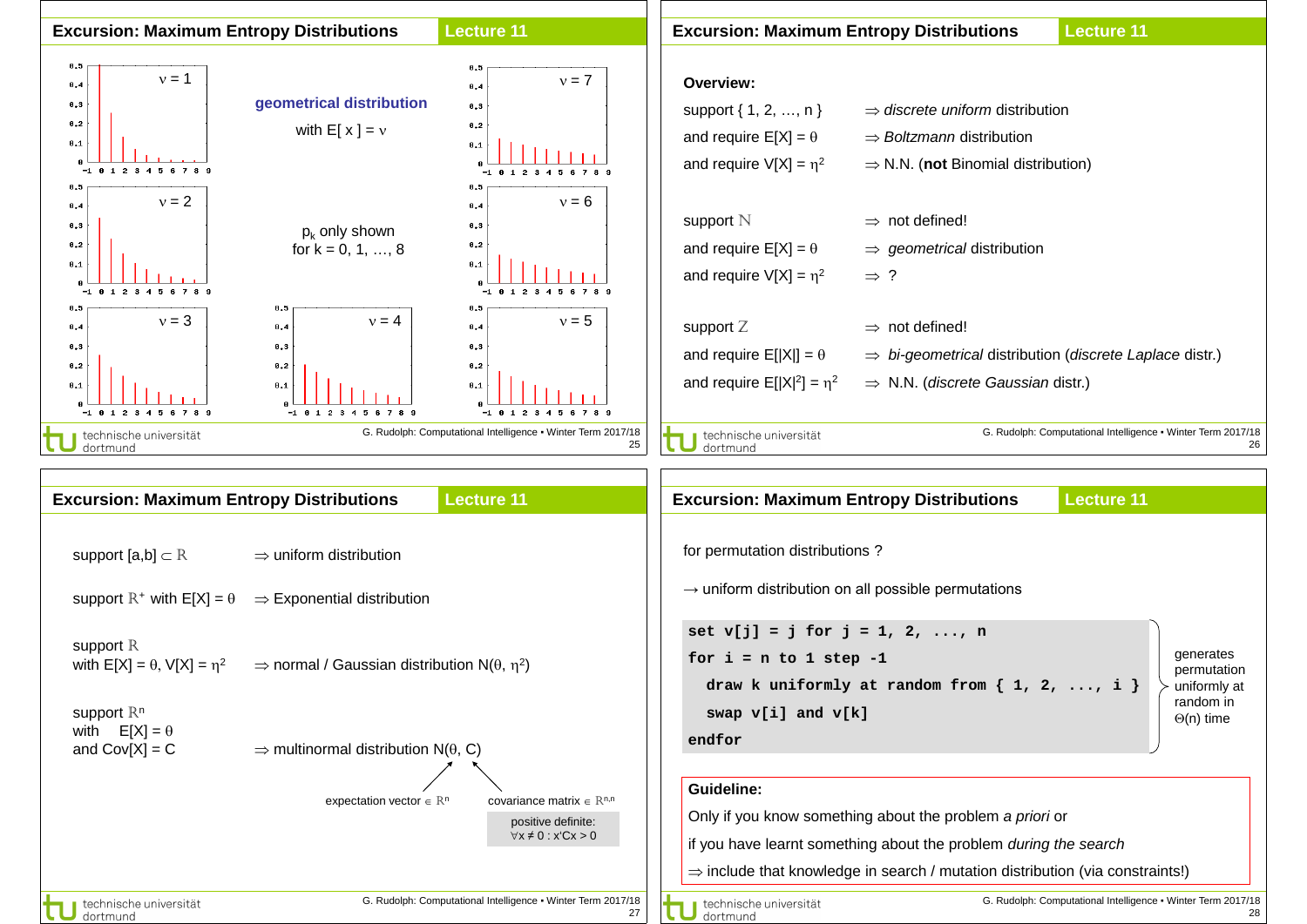## Excursion: Maximum Entropy Distributions — Lecture 11

**geometrical distribution**

with $E[x] = \nu$

$p_k$ only shown for $k = 0, 1, \ldots, 8$

(plots for $\nu = 1, 2, 3, 4, 5, 6, 7$)

## Excursion: Maximum Entropy Distributions — Lecture 11

**Overview:**

| | |
|---|---|
| support $\{1, 2, \ldots, n\}$ | $\Rightarrow$ *discrete uniform* distribution |
| and require $E[X] = \theta$ | $\Rightarrow$ *Boltzmann* distribution |
| and require $V[X] = \eta^2$ | $\Rightarrow$ N.N. (**not** Binomial distribution) |
| support $\mathbb{N}$ | $\Rightarrow$ not defined! |
| and require $E[X] = \theta$ | $\Rightarrow$ *geometrical* distribution |
| and require $V[X] = \eta^2$ | $\Rightarrow$ ? |
| support $\mathbb{Z}$ | $\Rightarrow$ not defined! |
| and require $E[\|X\|] = \theta$ | $\Rightarrow$ *bi-geometrical* distribution (*discrete Laplace* distr.) |
| and require $E[\|X\|^2] = \eta^2$ | $\Rightarrow$ N.N. (*discrete Gaussian* distr.) |

## Excursion: Maximum Entropy Distributions — Lecture 11

support $[a,b] \subset \mathbb{R}$ $\Rightarrow$ uniform distribution

support $\mathbb{R}^+$ with $E[X] = \theta$ $\Rightarrow$ Exponential distribution

support $\mathbb{R}$
with $E[X] = \theta$, $V[X] = \eta^2$ $\Rightarrow$ normal / Gaussian distribution $N(\theta, \eta^2)$

support $\mathbb{R}^n$
with $E[X] = \theta$
and $\mathrm{Cov}[X] = C$ $\Rightarrow$ multinormal distribution $N(\theta, C)$

expectation vector $\in \mathbb{R}^n$

covariance matrix $\in \mathbb{R}^{n,n}$

positive definite: $\forall x \neq 0 : x'Cx > 0$

## Excursion: Maximum Entropy Distributions — Lecture 11

for permutation distributions ?

→ uniform distribution on all possible permutations

```
set v[j] = j for j = 1, 2, ..., n
for i = n to 1 step -1
  draw k uniformly at random from { 1, 2, ..., i }
  swap v[i] and v[k]
endfor
```

generates permutation uniformly at random in $\Theta(n)$ time

**Guideline:**

Only if you know something about the problem *a priori* or

if you have learnt something about the problem *during the search*

$\Rightarrow$ include that knowledge in search / mutation distribution (via constraints!)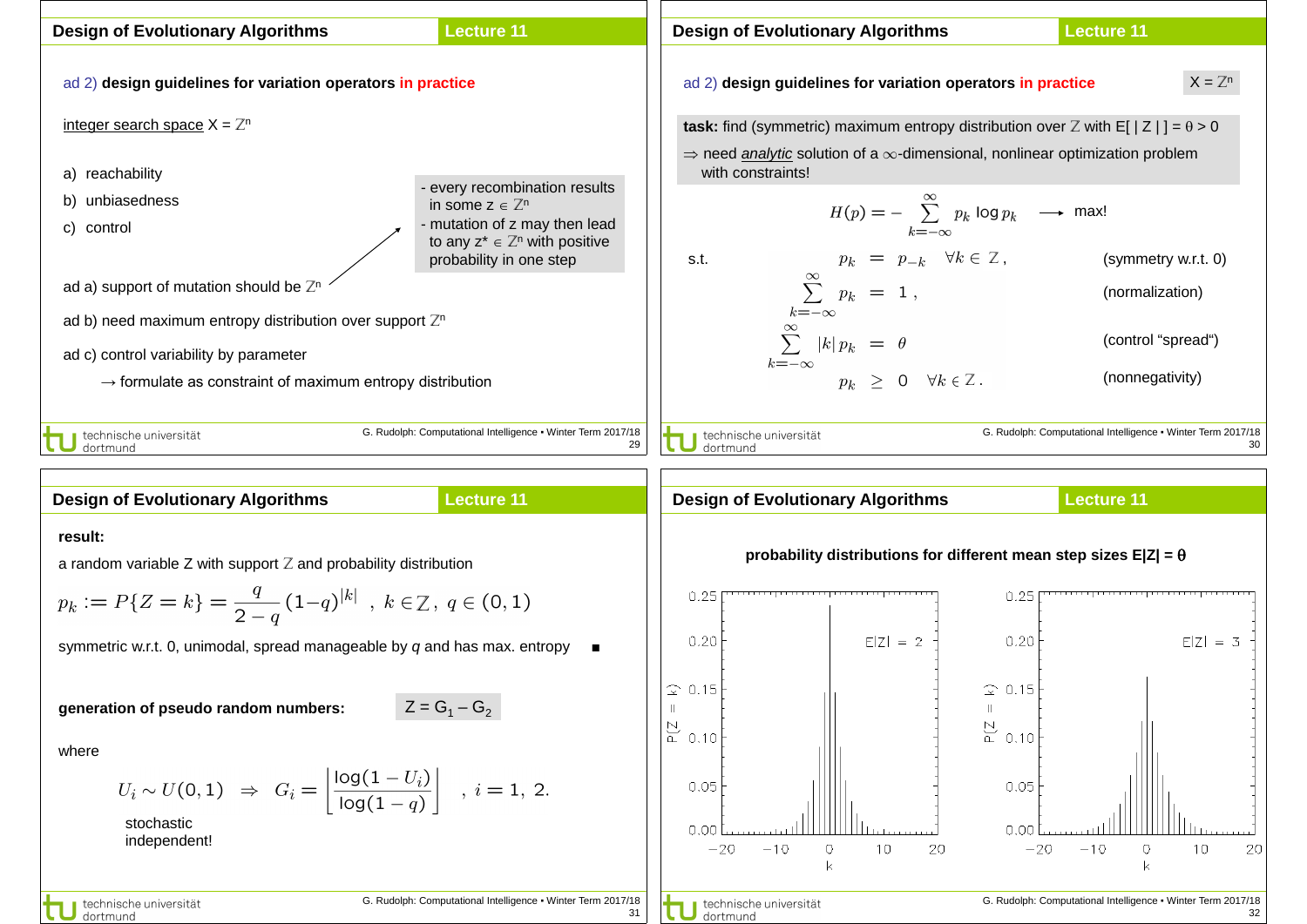## Design of Evolutionary Algorithms — Lecture 11

ad 2) **design guidelines for variation operators in practice**

integer search space $X = \mathbb{Z}^n$

a) reachability
b) unbiasedness
c) control

- every recombination results in some $z \in \mathbb{Z}^n$
- mutation of z may then lead to any $z^* \in \mathbb{Z}^n$ with positive probability in one step

ad a) support of mutation should be $\mathbb{Z}^n$

ad b) need maximum entropy distribution over support $\mathbb{Z}^n$

ad c) control variability by parameter

→ formulate as constraint of maximum entropy distribution

## Design of Evolutionary Algorithms — Lecture 11

ad 2) **design guidelines for variation operators in practice** $X = \mathbb{Z}^n$

**task:** find (symmetric) maximum entropy distribution over $\mathbb{Z}$ with $E[\,|Z|\,] = \theta > 0$

⇒ need *analytic* solution of a $\infty$-dimensional, nonlinear optimization problem with constraints!

$$H(p) = -\sum_{k=-\infty}^{\infty} p_k \log p_k \longrightarrow \text{max!}$$

s.t.

$$
\begin{aligned}
p_k &= p_{-k} \quad \forall k \in \mathbb{Z}, && \text{(symmetry w.r.t. 0)}\\
\sum_{k=-\infty}^{\infty} p_k &= 1, && \text{(normalization)}\\
\sum_{k=-\infty}^{\infty} |k|\, p_k &= \theta && \text{(control “spread“)}\\
p_k &\geq 0 \quad \forall k \in \mathbb{Z}. && \text{(nonnegativity)}
\end{aligned}
$$

## Design of Evolutionary Algorithms — Lecture 11

**result:**

a random variable Z with support $\mathbb{Z}$ and probability distribution

$$p_k := P\{Z = k\} = \frac{q}{2-q}(1-q)^{|k|} \;,\; k \in \mathbb{Z},\; q \in (0,1)$$

symmetric w.r.t. 0, unimodal, spread manageable by *q* and has max. entropy ■

**generation of pseudo random numbers:** $Z = G_1 - G_2$

where

$$U_i \sim U(0,1) \;\Rightarrow\; G_i = \left\lfloor \frac{\log(1-U_i)}{\log(1-q)} \right\rfloor \;,\; i = 1,\,2.$$

stochastic independent!

## Design of Evolutionary Algorithms — Lecture 11

**probability distributions for different mean step sizes $E|Z| = \theta$**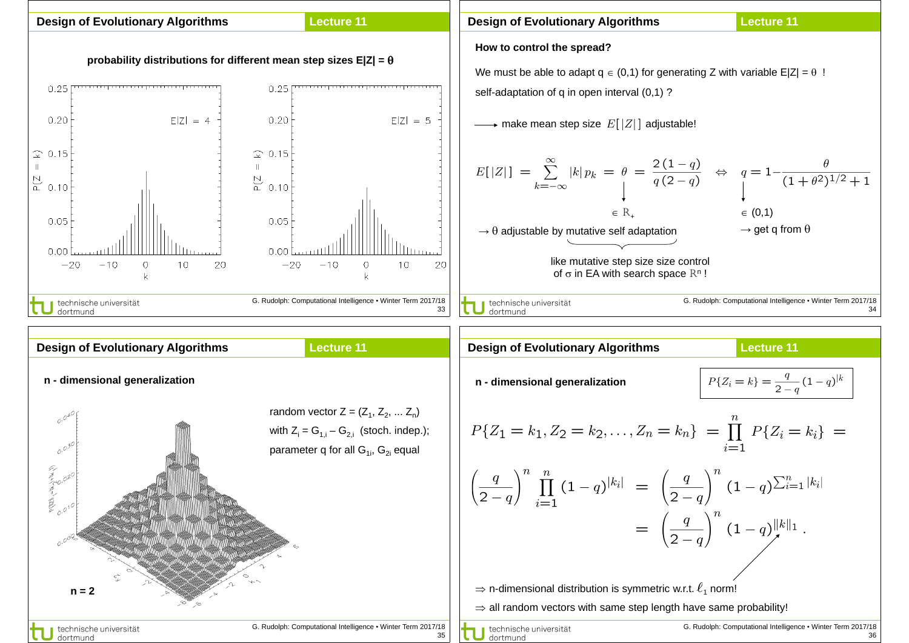## Design of Evolutionary Algorithms — Lecture 11

**probability distributions for different mean step sizes E|Z| = θ**

$E|Z| = 4$ &nbsp;&nbsp;&nbsp;&nbsp; $E|Z| = 5$

## Design of Evolutionary Algorithms — Lecture 11

**How to control the spread?**

We must be able to adapt $q \in (0,1)$ for generating Z with variable $E|Z| = \theta$ !

self-adaptation of q in open interval (0,1) ?

⟶ make mean step size $E[\,|Z|\,]$ adjustable!

$$E[\,|Z|\,] = \sum_{k=-\infty}^{\infty} |k|\, p_k = \theta = \frac{2\,(1-q)}{q\,(2-q)} \quad \Leftrightarrow \quad q = 1 - \frac{\theta}{(1+\theta^2)^{1/2}+1}$$

$\theta \in \mathbb{R}_+$ &nbsp;&nbsp;&nbsp;&nbsp; $q \in (0,1)$

→ θ adjustable by mutative self adaptation &nbsp;&nbsp;&nbsp;&nbsp; → get q from θ

like mutative step size size control of σ in EA with search space $\mathbb{R}^n$ !

## Design of Evolutionary Algorithms — Lecture 11

**n - dimensional generalization**

random vector $Z = (Z_1, Z_2, \ldots Z_n)$

with $Z_i = G_{1,i} - G_{2,i}$ (stoch. indep.);

parameter q for all $G_{1i}$, $G_{2i}$ equal

**n = 2**

## Design of Evolutionary Algorithms — Lecture 11

**n - dimensional generalization**

$$P\{Z_i = k\} = \frac{q}{2-q}\,(1-q)^{|k|}$$

$$P\{Z_1 = k_1, Z_2 = k_2, \ldots, Z_n = k_n\} = \prod_{i=1}^{n} P\{Z_i = k_i\} =$$

$$\left(\frac{q}{2-q}\right)^n \prod_{i=1}^{n} (1-q)^{|k_i|} = \left(\frac{q}{2-q}\right)^n (1-q)^{\sum_{i=1}^{n}|k_i|}$$

$$= \left(\frac{q}{2-q}\right)^n (1-q)^{\|k\|_1}.$$

⇒ n-dimensional distribution is symmetric w.r.t. $\ell_1$ norm!

⇒ all random vectors with same step length have same probability!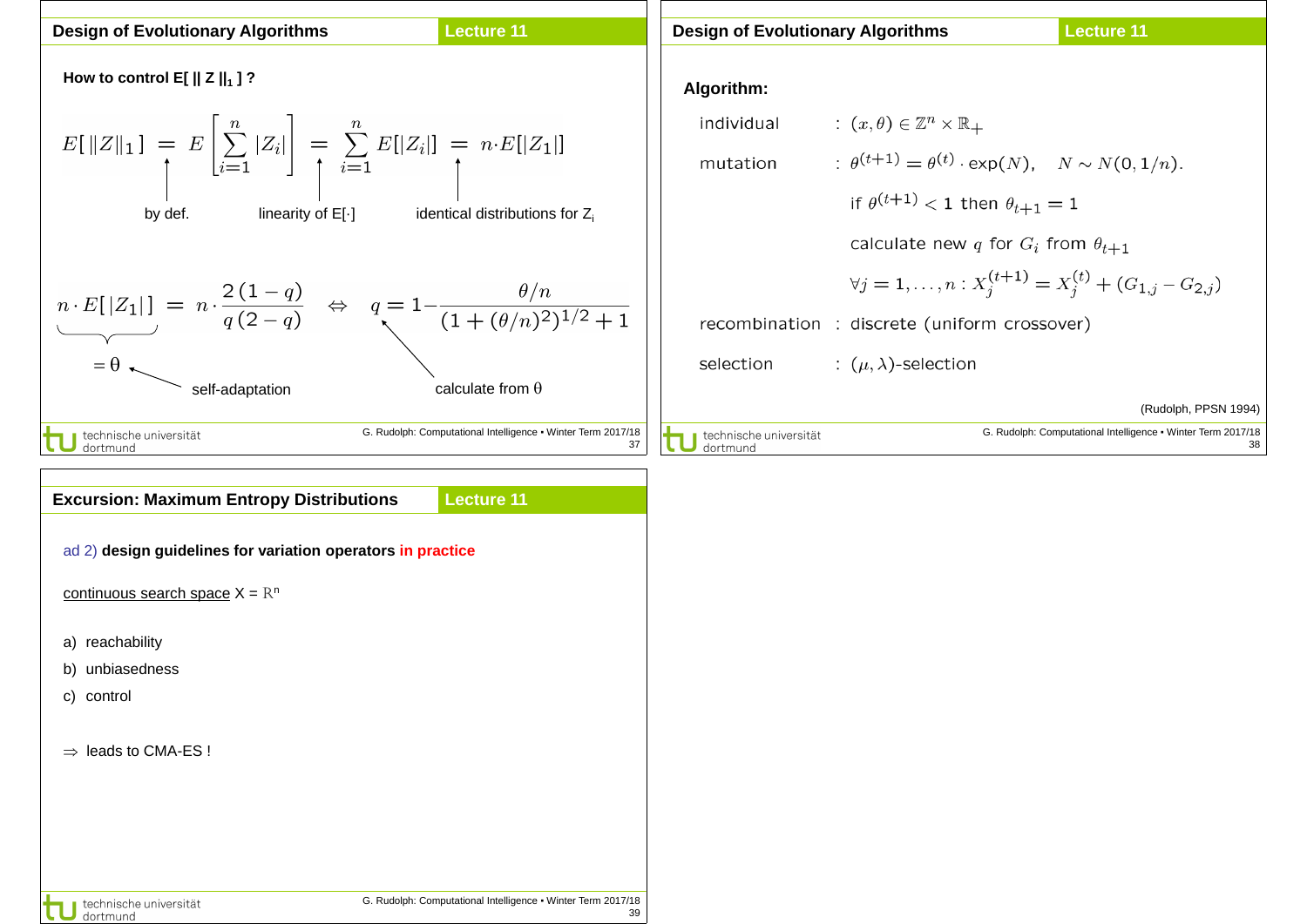## Design of Evolutionary Algorithms — Lecture 11

**How to control $E[\| Z \|_1]$ ?**

$$E[\|Z\|_1] = E\left[\sum_{i=1}^{n} |Z_i|\right] = \sum_{i=1}^{n} E[|Z_i|] = n \cdot E[|Z_1|]$$

by def. — linearity of $E[\cdot]$ — identical distributions for $Z_i$

$$\underbrace{n \cdot E[|Z_1|]}_{=\theta} = n \cdot \frac{2\,(1-q)}{q\,(2-q)} \quad \Leftrightarrow \quad q = 1 - \frac{\theta/n}{(1+(\theta/n)^2)^{1/2}+1}$$

$= \theta$ ← self-adaptation

calculate from $\theta$

## Design of Evolutionary Algorithms — Lecture 11

**Algorithm:**

individual : $(x, \theta) \in \mathbb{Z}^n \times \mathbb{R}_+$

mutation : $\theta^{(t+1)} = \theta^{(t)} \cdot \exp(N), \quad N \sim N(0, 1/n).$

if $\theta^{(t+1)} < 1$ then $\theta_{t+1} = 1$

calculate new $q$ for $G_i$ from $\theta_{t+1}$

$\forall j = 1, \ldots, n : X_j^{(t+1)} = X_j^{(t)} + (G_{1,j} - G_{2,j})$

recombination : discrete (uniform crossover)

selection : $(\mu, \lambda)$-selection

(Rudolph, PPSN 1994)

## Excursion: Maximum Entropy Distributions — Lecture 11

ad 2) **design guidelines for variation operators in practice**

continuous search space $X = \mathbb{R}^n$

a) reachability
b) unbiasedness
c) control

⇒ leads to CMA-ES !